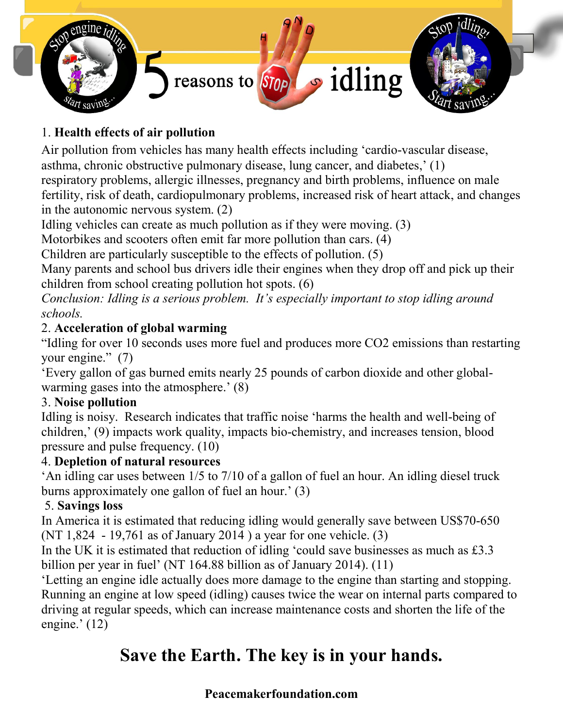# 5 reasons to STOP idling

1. **Health effects of air pollution**

Air pollution from vehicles has many health effects including 'cardio-vascular disease, asthma, chronic obstructive pulmonary disease, lung cancer, and diabetes,' (1) respiratory problems, allergic illnesses, pregnancy and birth problems, influence on male fertility, risk of death, cardiopulmonary problems, increased risk of heart attack, and changes in the autonomic nervous system. (2)

Idling vehicles can create as much pollution as if they were moving. (3)

Motorbikes and scooters often emit far more pollution than cars. (4)

Children are particularly susceptible to the effects of pollution. (5)

Many parents and school bus drivers idle their engines when they drop off and pick up their children from school creating pollution hot spots. (6)

*Conclusion: Idling is a serious problem. It's especially important to stop idling around schools.*

2. **Acceleration of global warming**

"Idling for over 10 seconds uses more fuel and produces more CO2 emissions than restarting your engine." (7)

'Every gallon of gas burned emits nearly 25 pounds of carbon dioxide and other global-warming gases into the atmosphere.' (8)

3. **Noise pollution**

Idling is noisy. Research indicates that traffic noise 'harms the health and well-being of children,' (9) impacts work quality, impacts bio-chemistry, and increases tension, blood pressure and pulse frequency. (10)

4. **Depletion of natural resources**

'An idling car uses between 1/5 to 7/10 of a gallon of fuel an hour. An idling diesel truck burns approximately one gallon of fuel an hour.' (3)

5. **Savings loss**

In America it is estimated that reducing idling would generally save between US$70-650 (NT 1,824 - 19,761 as of January 2014 ) a year for one vehicle. (3)

In the UK it is estimated that reduction of idling 'could save businesses as much as £3.3 billion per year in fuel' (NT 164.88 billion as of January 2014). (11)

'Letting an engine idle actually does more damage to the engine than starting and stopping. Running an engine at low speed (idling) causes twice the wear on internal parts compared to driving at regular speeds, which can increase maintenance costs and shorten the life of the engine.' (12)

**Save the Earth. The key is in your hands.**

**Peacemakerfoundation.com**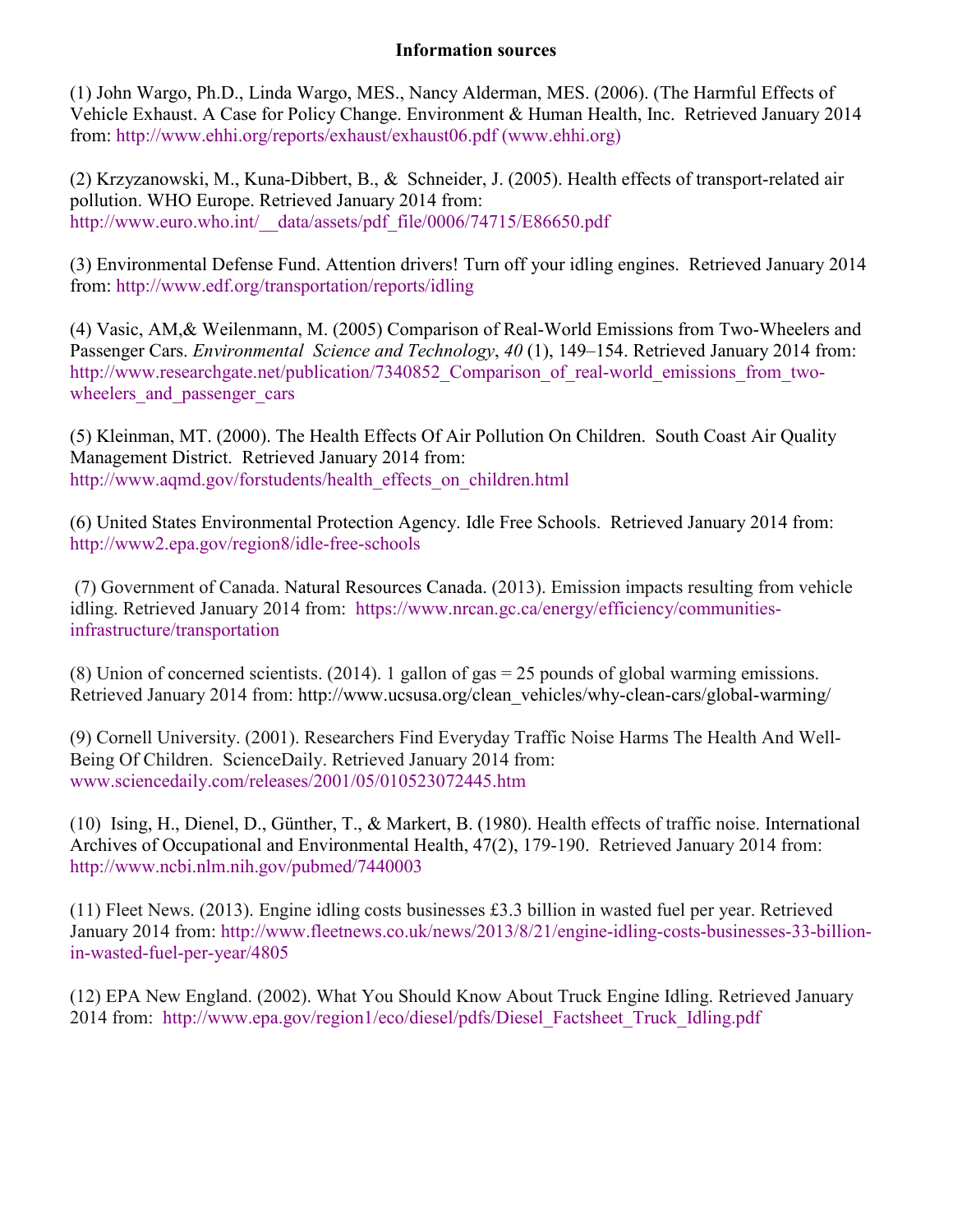**Information sources**

(1) John Wargo, Ph.D., Linda Wargo, MES., Nancy Alderman, MES. (2006). (The Harmful Effects of Vehicle Exhaust. A Case for Policy Change. Environment & Human Health, Inc. Retrieved January 2014 from: http://www.ehhi.org/reports/exhaust/exhaust06.pdf (www.ehhi.org)

(2) Krzyzanowski, M., Kuna-Dibbert, B., & Schneider, J. (2005). Health effects of transport-related air pollution. WHO Europe. Retrieved January 2014 from: http://www.euro.who.int/__data/assets/pdf_file/0006/74715/E86650.pdf

(3) Environmental Defense Fund. Attention drivers! Turn off your idling engines. Retrieved January 2014 from: http://www.edf.org/transportation/reports/idling

(4) Vasic, AM,& Weilenmann, M. (2005) Comparison of Real-World Emissions from Two-Wheelers and Passenger Cars. *Environmental Science and Technology*, *40* (1), 149–154. Retrieved January 2014 from: http://www.researchgate.net/publication/7340852_Comparison_of_real-world_emissions_from_two-wheelers_and_passenger_cars

(5) Kleinman, MT. (2000). The Health Effects Of Air Pollution On Children. South Coast Air Quality Management District. Retrieved January 2014 from: http://www.aqmd.gov/forstudents/health_effects_on_children.html

(6) United States Environmental Protection Agency. Idle Free Schools. Retrieved January 2014 from: http://www2.epa.gov/region8/idle-free-schools

(7) Government of Canada. Natural Resources Canada. (2013). Emission impacts resulting from vehicle idling. Retrieved January 2014 from: https://www.nrcan.gc.ca/energy/efficiency/communities-infrastructure/transportation

(8) Union of concerned scientists. (2014). 1 gallon of gas = 25 pounds of global warming emissions. Retrieved January 2014 from: http://www.ucsusa.org/clean_vehicles/why-clean-cars/global-warming/

(9) Cornell University. (2001). Researchers Find Everyday Traffic Noise Harms The Health And Well-Being Of Children. ScienceDaily. Retrieved January 2014 from: www.sciencedaily.com/releases/2001/05/010523072445.htm

(10) Ising, H., Dienel, D., Günther, T., & Markert, B. (1980). Health effects of traffic noise. International Archives of Occupational and Environmental Health, 47(2), 179-190. Retrieved January 2014 from: http://www.ncbi.nlm.nih.gov/pubmed/7440003

(11) Fleet News. (2013). Engine idling costs businesses £3.3 billion in wasted fuel per year. Retrieved January 2014 from: http://www.fleetnews.co.uk/news/2013/8/21/engine-idling-costs-businesses-33-billion-in-wasted-fuel-per-year/4805

(12) EPA New England. (2002). What You Should Know About Truck Engine Idling. Retrieved January 2014 from: http://www.epa.gov/region1/eco/diesel/pdfs/Diesel_Factsheet_Truck_Idling.pdf